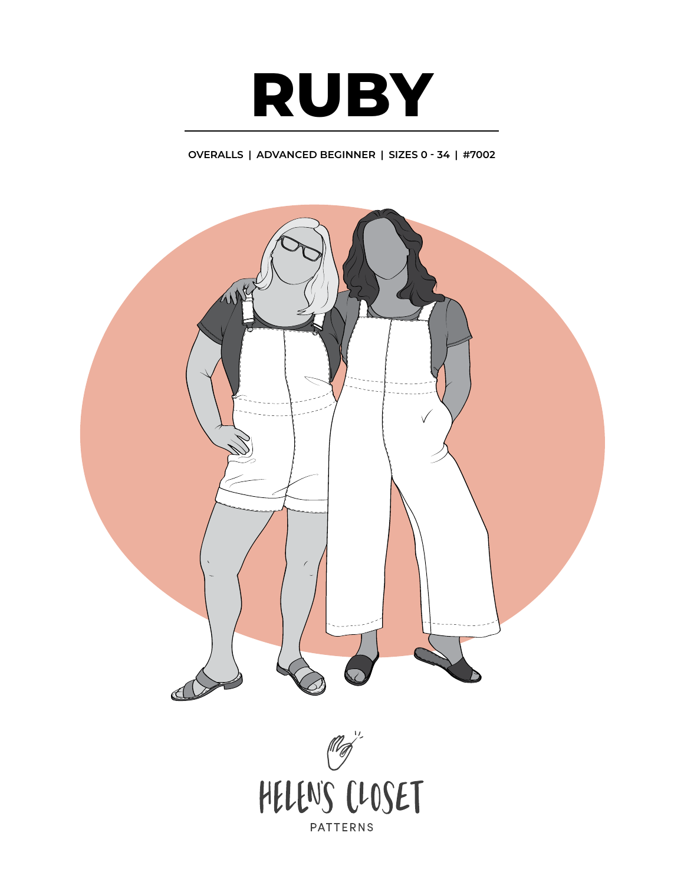# RUBY

**OVERALLS | ADVANCED BEGINNER | SIZES 0 - 34 | #7002**

HELEN'S CLOSET

PATTERNS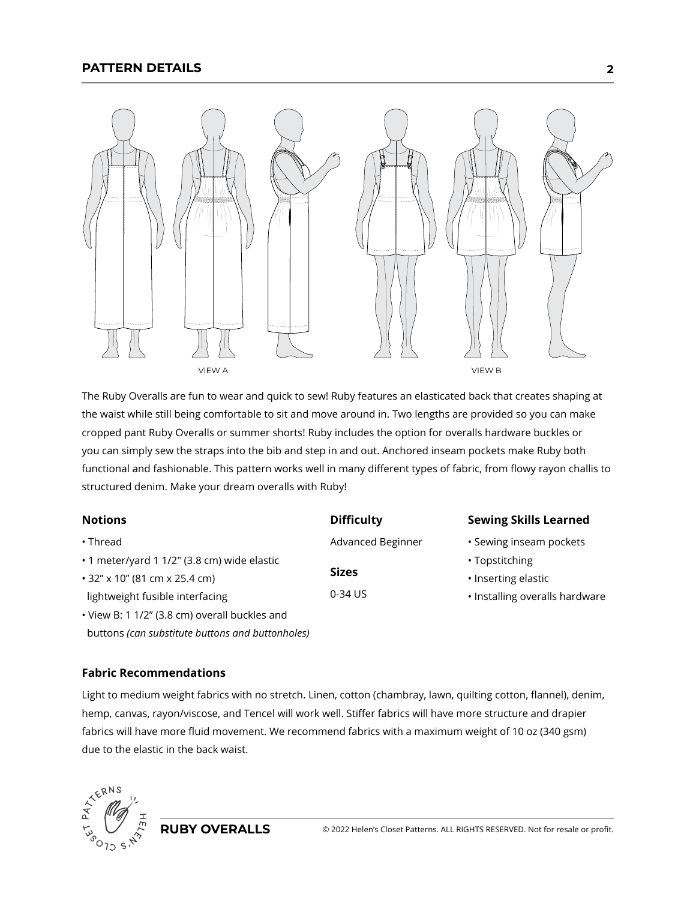## PATTERN DETAILS

VIEW A

VIEW B

The Ruby Overalls are fun to wear and quick to sew! Ruby features an elasticated back that creates shaping at the waist while still being comfortable to sit and move around in. Two lengths are provided so you can make cropped pant Ruby Overalls or summer shorts! Ruby includes the option for overalls hardware buckles or you can simply sew the straps into the bib and step in and out. Anchored inseam pockets make Ruby both functional and fashionable. This pattern works well in many different types of fabric, from flowy rayon challis to structured denim. Make your dream overalls with Ruby!

### Notions

- Thread
- 1 meter/yard 1 1/2" (3.8 cm) wide elastic
- 32" x 10" (81 cm x 25.4 cm) lightweight fusible interfacing
- View B: 1 1/2" (3.8 cm) overall buckles and buttons *(can substitute buttons and buttonholes)*

### Difficulty

Advanced Beginner

### Sizes

0-34 US

### Sewing Skills Learned

- Sewing inseam pockets
- Topstitching
- Inserting elastic
- Installing overalls hardware

### Fabric Recommendations

Light to medium weight fabrics with no stretch. Linen, cotton (chambray, lawn, quilting cotton, flannel), denim, hemp, canvas, rayon/viscose, and Tencel will work well. Stiffer fabrics will have more structure and drapier fabrics will have more fluid movement. We recommend fabrics with a maximum weight of 10 oz (340 gsm) due to the elastic in the back waist.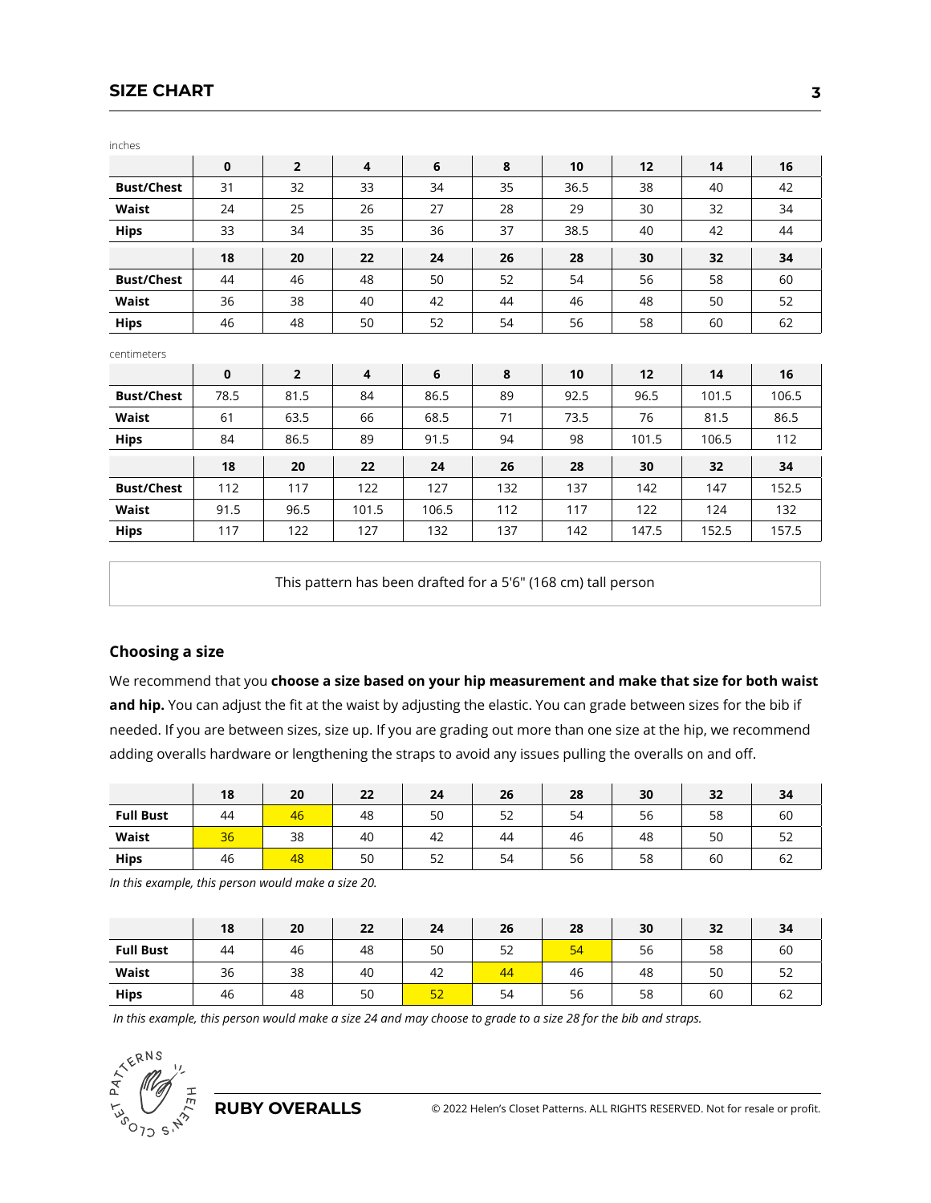## SIZE CHART

inches

| | 0 | 2 | 4 | 6 | 8 | 10 | 12 | 14 | 16 |
|---|---|---|---|---|---|---|---|---|---|
| **Bust/Chest** | 31 | 32 | 33 | 34 | 35 | 36.5 | 38 | 40 | 42 |
| **Waist** | 24 | 25 | 26 | 27 | 28 | 29 | 30 | 32 | 34 |
| **Hips** | 33 | 34 | 35 | 36 | 37 | 38.5 | 40 | 42 | 44 |

| | 18 | 20 | 22 | 24 | 26 | 28 | 30 | 32 | 34 |
|---|---|---|---|---|---|---|---|---|---|
| **Bust/Chest** | 44 | 46 | 48 | 50 | 52 | 54 | 56 | 58 | 60 |
| **Waist** | 36 | 38 | 40 | 42 | 44 | 46 | 48 | 50 | 52 |
| **Hips** | 46 | 48 | 50 | 52 | 54 | 56 | 58 | 60 | 62 |

centimeters

| | 0 | 2 | 4 | 6 | 8 | 10 | 12 | 14 | 16 |
|---|---|---|---|---|---|---|---|---|---|
| **Bust/Chest** | 78.5 | 81.5 | 84 | 86.5 | 89 | 92.5 | 96.5 | 101.5 | 106.5 |
| **Waist** | 61 | 63.5 | 66 | 68.5 | 71 | 73.5 | 76 | 81.5 | 86.5 |
| **Hips** | 84 | 86.5 | 89 | 91.5 | 94 | 98 | 101.5 | 106.5 | 112 |

| | 18 | 20 | 22 | 24 | 26 | 28 | 30 | 32 | 34 |
|---|---|---|---|---|---|---|---|---|---|
| **Bust/Chest** | 112 | 117 | 122 | 127 | 132 | 137 | 142 | 147 | 152.5 |
| **Waist** | 91.5 | 96.5 | 101.5 | 106.5 | 112 | 117 | 122 | 124 | 132 |
| **Hips** | 117 | 122 | 127 | 132 | 137 | 142 | 147.5 | 152.5 | 157.5 |

This pattern has been drafted for a 5'6" (168 cm) tall person

### Choosing a size

We recommend that you **choose a size based on your hip measurement and make that size for both waist and hip.** You can adjust the fit at the waist by adjusting the elastic. You can grade between sizes for the bib if needed. If you are between sizes, size up. If you are grading out more than one size at the hip, we recommend adding overalls hardware or lengthening the straps to avoid any issues pulling the overalls on and off.

| | 18 | 20 | 22 | 24 | 26 | 28 | 30 | 32 | 34 |
|---|---|---|---|---|---|---|---|---|---|
| **Full Bust** | 44 | 46 | 48 | 50 | 52 | 54 | 56 | 58 | 60 |
| **Waist** | 36 | 38 | 40 | 42 | 44 | 46 | 48 | 50 | 52 |
| **Hips** | 46 | 48 | 50 | 52 | 54 | 56 | 58 | 60 | 62 |

*In this example, this person would make a size 20.*

| | 18 | 20 | 22 | 24 | 26 | 28 | 30 | 32 | 34 |
|---|---|---|---|---|---|---|---|---|---|
| **Full Bust** | 44 | 46 | 48 | 50 | 52 | 54 | 56 | 58 | 60 |
| **Waist** | 36 | 38 | 40 | 42 | 44 | 46 | 48 | 50 | 52 |
| **Hips** | 46 | 48 | 50 | 52 | 54 | 56 | 58 | 60 | 62 |

*In this example, this person would make a size 24 and may choose to grade to a size 28 for the bib and straps.*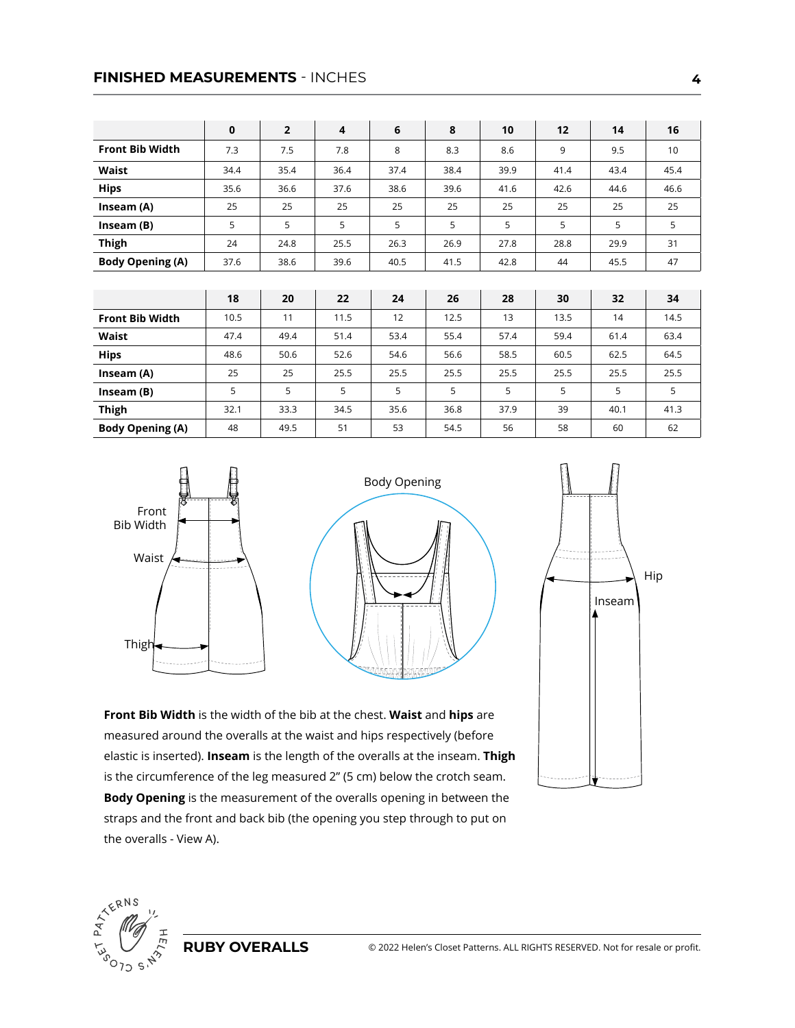## FINISHED MEASUREMENTS - INCHES

| | 0 | 2 | 4 | 6 | 8 | 10 | 12 | 14 | 16 |
|---|---|---|---|---|---|---|---|---|---|
| **Front Bib Width** | 7.3 | 7.5 | 7.8 | 8 | 8.3 | 8.6 | 9 | 9.5 | 10 |
| **Waist** | 34.4 | 35.4 | 36.4 | 37.4 | 38.4 | 39.9 | 41.4 | 43.4 | 45.4 |
| **Hips** | 35.6 | 36.6 | 37.6 | 38.6 | 39.6 | 41.6 | 42.6 | 44.6 | 46.6 |
| **Inseam (A)** | 25 | 25 | 25 | 25 | 25 | 25 | 25 | 25 | 25 |
| **Inseam (B)** | 5 | 5 | 5 | 5 | 5 | 5 | 5 | 5 | 5 |
| **Thigh** | 24 | 24.8 | 25.5 | 26.3 | 26.9 | 27.8 | 28.8 | 29.9 | 31 |
| **Body Opening (A)** | 37.6 | 38.6 | 39.6 | 40.5 | 41.5 | 42.8 | 44 | 45.5 | 47 |

| | 18 | 20 | 22 | 24 | 26 | 28 | 30 | 32 | 34 |
|---|---|---|---|---|---|---|---|---|---|
| **Front Bib Width** | 10.5 | 11 | 11.5 | 12 | 12.5 | 13 | 13.5 | 14 | 14.5 |
| **Waist** | 47.4 | 49.4 | 51.4 | 53.4 | 55.4 | 57.4 | 59.4 | 61.4 | 63.4 |
| **Hips** | 48.6 | 50.6 | 52.6 | 54.6 | 56.6 | 58.5 | 60.5 | 62.5 | 64.5 |
| **Inseam (A)** | 25 | 25 | 25.5 | 25.5 | 25.5 | 25.5 | 25.5 | 25.5 | 25.5 |
| **Inseam (B)** | 5 | 5 | 5 | 5 | 5 | 5 | 5 | 5 | 5 |
| **Thigh** | 32.1 | 33.3 | 34.5 | 35.6 | 36.8 | 37.9 | 39 | 40.1 | 41.3 |
| **Body Opening (A)** | 48 | 49.5 | 51 | 53 | 54.5 | 56 | 58 | 60 | 62 |

Front Bib Width

Waist

Thigh

Body Opening

Hip

Inseam

**Front Bib Width** is the width of the bib at the chest. **Waist** and **hips** are measured around the overalls at the waist and hips respectively (before elastic is inserted). **Inseam** is the length of the overalls at the inseam. **Thigh** is the circumference of the leg measured 2" (5 cm) below the crotch seam. **Body Opening** is the measurement of the overalls opening in between the straps and the front and back bib (the opening you step through to put on the overalls - View A).

**RUBY OVERALLS** © 2022 Helen's Closet Patterns. ALL RIGHTS RESERVED. Not for resale or profit.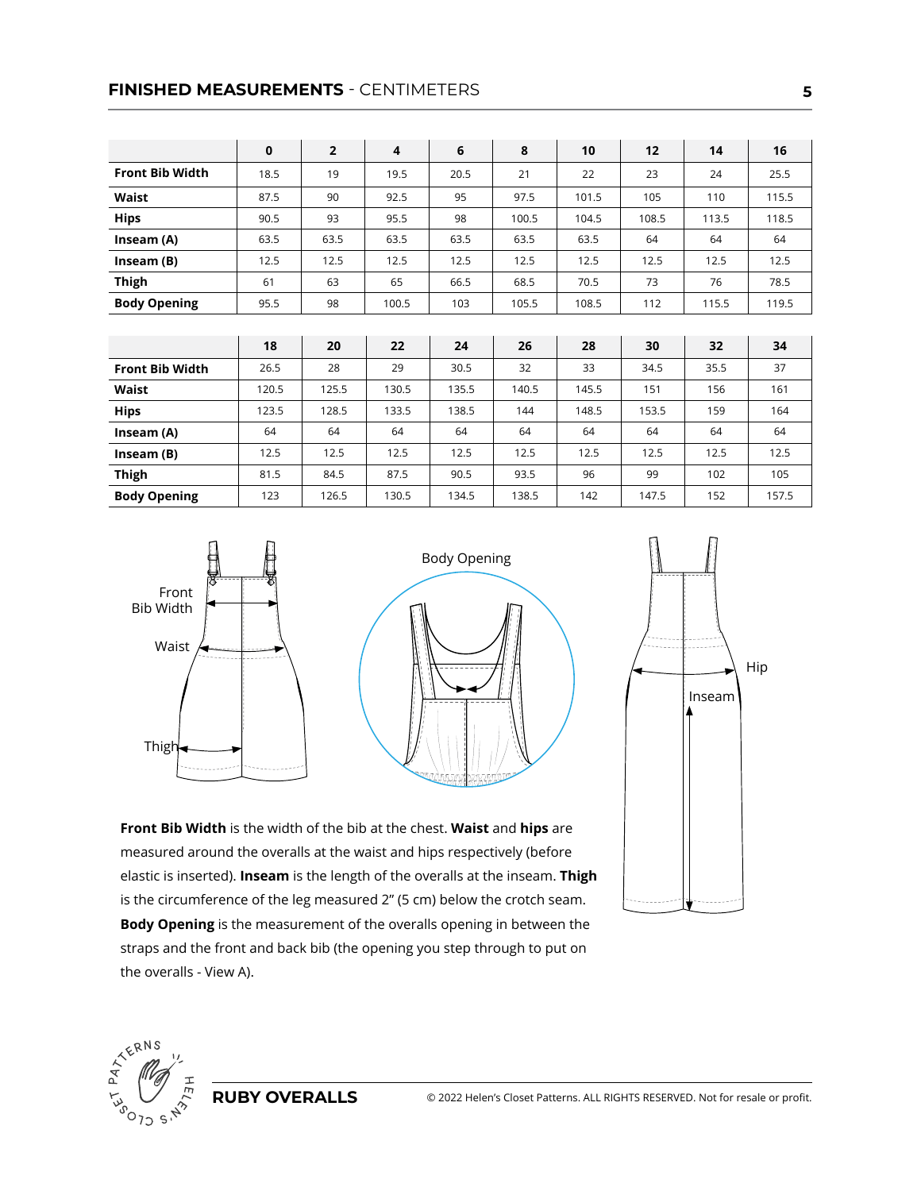## **FINISHED MEASUREMENTS** - CENTIMETERS

| | 0 | 2 | 4 | 6 | 8 | 10 | 12 | 14 | 16 |
|---|---|---|---|---|---|---|---|---|---|
| **Front Bib Width** | 18.5 | 19 | 19.5 | 20.5 | 21 | 22 | 23 | 24 | 25.5 |
| **Waist** | 87.5 | 90 | 92.5 | 95 | 97.5 | 101.5 | 105 | 110 | 115.5 |
| **Hips** | 90.5 | 93 | 95.5 | 98 | 100.5 | 104.5 | 108.5 | 113.5 | 118.5 |
| **Inseam (A)** | 63.5 | 63.5 | 63.5 | 63.5 | 63.5 | 63.5 | 64 | 64 | 64 |
| **Inseam (B)** | 12.5 | 12.5 | 12.5 | 12.5 | 12.5 | 12.5 | 12.5 | 12.5 | 12.5 |
| **Thigh** | 61 | 63 | 65 | 66.5 | 68.5 | 70.5 | 73 | 76 | 78.5 |
| **Body Opening** | 95.5 | 98 | 100.5 | 103 | 105.5 | 108.5 | 112 | 115.5 | 119.5 |

| | 18 | 20 | 22 | 24 | 26 | 28 | 30 | 32 | 34 |
|---|---|---|---|---|---|---|---|---|---|
| **Front Bib Width** | 26.5 | 28 | 29 | 30.5 | 32 | 33 | 34.5 | 35.5 | 37 |
| **Waist** | 120.5 | 125.5 | 130.5 | 135.5 | 140.5 | 145.5 | 151 | 156 | 161 |
| **Hips** | 123.5 | 128.5 | 133.5 | 138.5 | 144 | 148.5 | 153.5 | 159 | 164 |
| **Inseam (A)** | 64 | 64 | 64 | 64 | 64 | 64 | 64 | 64 | 64 |
| **Inseam (B)** | 12.5 | 12.5 | 12.5 | 12.5 | 12.5 | 12.5 | 12.5 | 12.5 | 12.5 |
| **Thigh** | 81.5 | 84.5 | 87.5 | 90.5 | 93.5 | 96 | 99 | 102 | 105 |
| **Body Opening** | 123 | 126.5 | 130.5 | 134.5 | 138.5 | 142 | 147.5 | 152 | 157.5 |

Front Bib Width

Waist

Thigh

Body Opening

Hip

Inseam

**Front Bib Width** is the width of the bib at the chest. **Waist** and **hips** are measured around the overalls at the waist and hips respectively (before elastic is inserted). **Inseam** is the length of the overalls at the inseam. **Thigh** is the circumference of the leg measured 2" (5 cm) below the crotch seam. **Body Opening** is the measurement of the overalls opening in between the straps and the front and back bib (the opening you step through to put on the overalls - View A).

**RUBY OVERALLS** © 2022 Helen's Closet Patterns. ALL RIGHTS RESERVED. Not for resale or profit.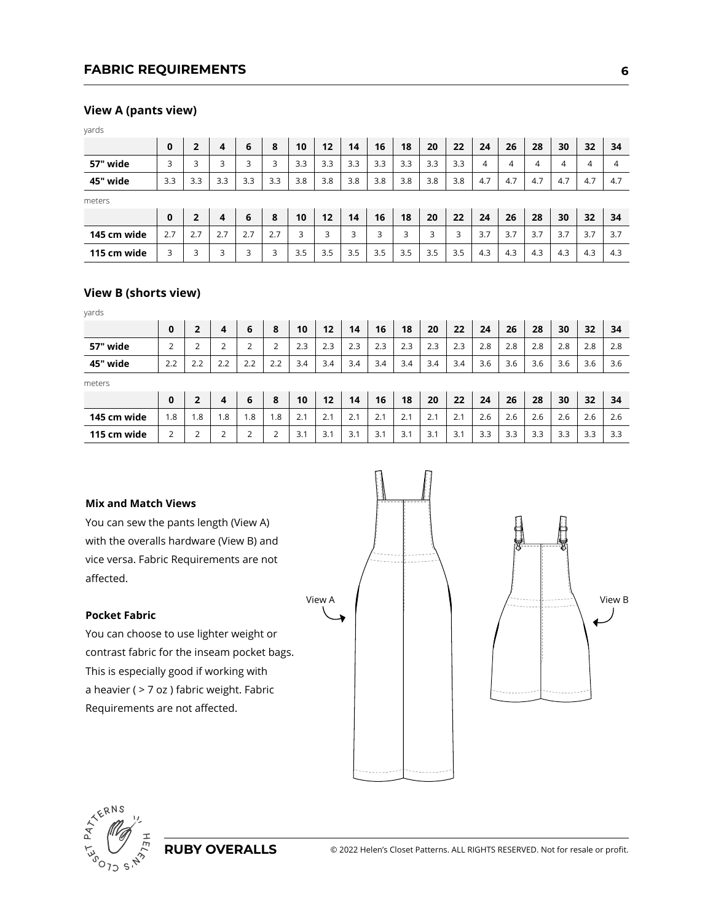## FABRIC REQUIREMENTS

### View A (pants view)

yards

| | 0 | 2 | 4 | 6 | 8 | 10 | 12 | 14 | 16 | 18 | 20 | 22 | 24 | 26 | 28 | 30 | 32 | 34 |
|---|---|---|---|---|---|---|---|---|---|---|---|---|---|---|---|---|---|---|
| **57" wide** | 3 | 3 | 3 | 3 | 3 | 3.3 | 3.3 | 3.3 | 3.3 | 3.3 | 3.3 | 3.3 | 4 | 4 | 4 | 4 | 4 | 4 |
| **45" wide** | 3.3 | 3.3 | 3.3 | 3.3 | 3.3 | 3.8 | 3.8 | 3.8 | 3.8 | 3.8 | 3.8 | 3.8 | 4.7 | 4.7 | 4.7 | 4.7 | 4.7 | 4.7 |

meters

| | 0 | 2 | 4 | 6 | 8 | 10 | 12 | 14 | 16 | 18 | 20 | 22 | 24 | 26 | 28 | 30 | 32 | 34 |
|---|---|---|---|---|---|---|---|---|---|---|---|---|---|---|---|---|---|---|
| **145 cm wide** | 2.7 | 2.7 | 2.7 | 2.7 | 2.7 | 3 | 3 | 3 | 3 | 3 | 3 | 3 | 3.7 | 3.7 | 3.7 | 3.7 | 3.7 | 3.7 |
| **115 cm wide** | 3 | 3 | 3 | 3 | 3 | 3.5 | 3.5 | 3.5 | 3.5 | 3.5 | 3.5 | 3.5 | 4.3 | 4.3 | 4.3 | 4.3 | 4.3 | 4.3 |

### View B (shorts view)

yards

| | 0 | 2 | 4 | 6 | 8 | 10 | 12 | 14 | 16 | 18 | 20 | 22 | 24 | 26 | 28 | 30 | 32 | 34 |
|---|---|---|---|---|---|---|---|---|---|---|---|---|---|---|---|---|---|---|
| **57" wide** | 2 | 2 | 2 | 2 | 2 | 2.3 | 2.3 | 2.3 | 2.3 | 2.3 | 2.3 | 2.3 | 2.8 | 2.8 | 2.8 | 2.8 | 2.8 | 2.8 |
| **45" wide** | 2.2 | 2.2 | 2.2 | 2.2 | 2.2 | 3.4 | 3.4 | 3.4 | 3.4 | 3.4 | 3.4 | 3.4 | 3.6 | 3.6 | 3.6 | 3.6 | 3.6 | 3.6 |

meters

| | 0 | 2 | 4 | 6 | 8 | 10 | 12 | 14 | 16 | 18 | 20 | 22 | 24 | 26 | 28 | 30 | 32 | 34 |
|---|---|---|---|---|---|---|---|---|---|---|---|---|---|---|---|---|---|---|
| **145 cm wide** | 1.8 | 1.8 | 1.8 | 1.8 | 1.8 | 2.1 | 2.1 | 2.1 | 2.1 | 2.1 | 2.1 | 2.1 | 2.6 | 2.6 | 2.6 | 2.6 | 2.6 | 2.6 |
| **115 cm wide** | 2 | 2 | 2 | 2 | 2 | 3.1 | 3.1 | 3.1 | 3.1 | 3.1 | 3.1 | 3.1 | 3.3 | 3.3 | 3.3 | 3.3 | 3.3 | 3.3 |

**Mix and Match Views**

You can sew the pants length (View A) with the overalls hardware (View B) and vice versa. Fabric Requirements are not affected.

**Pocket Fabric**

You can choose to use lighter weight or contrast fabric for the inseam pocket bags. This is especially good if working with a heavier ( > 7 oz ) fabric weight. Fabric Requirements are not affected.

View A

View B

**RUBY OVERALLS**

© 2022 Helen's Closet Patterns. ALL RIGHTS RESERVED. Not for resale or profit.